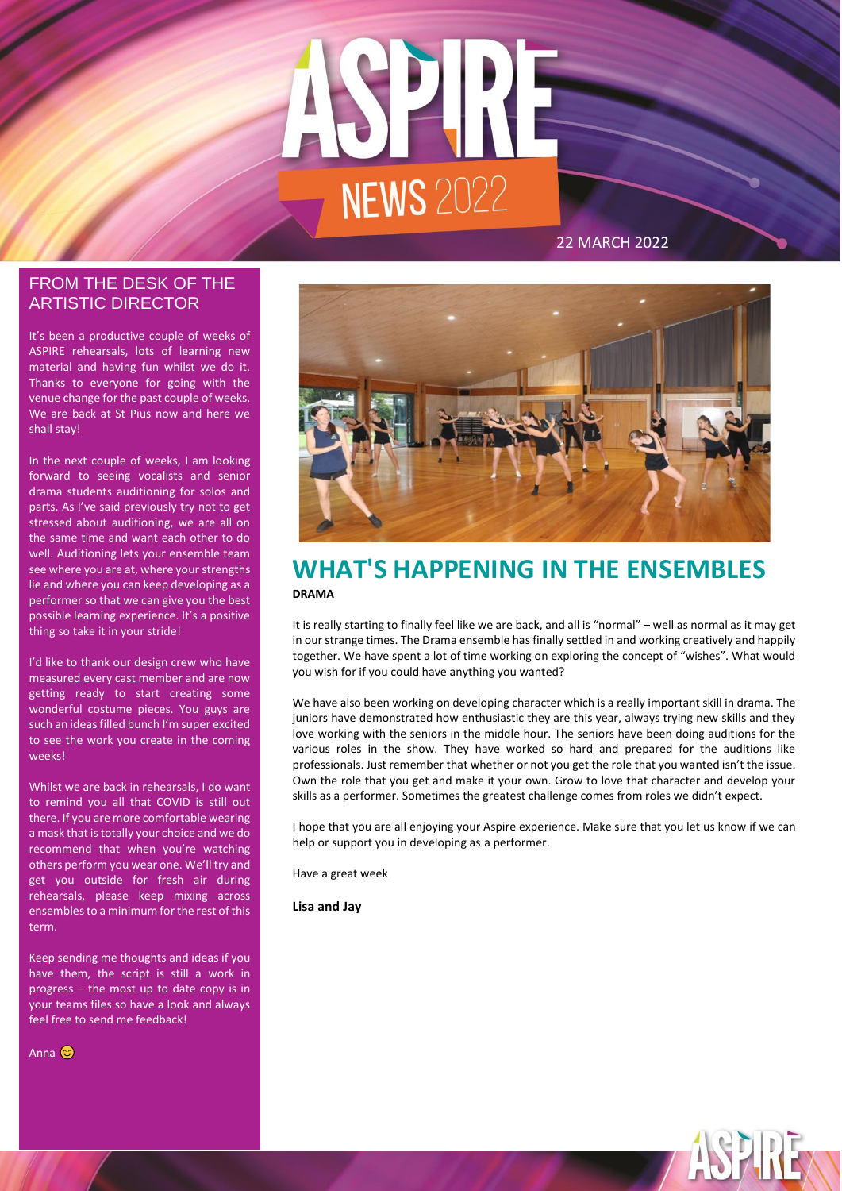# ASPIRE NEWS 2022

22 MARCH 2022

## FROM THE DESK OF THE ARTISTIC DIRECTOR

It's been a productive couple of weeks of ASPIRE rehearsals, lots of learning new material and having fun whilst we do it. Thanks to everyone for going with the venue change for the past couple of weeks. We are back at St Pius now and here we shall stay!

In the next couple of weeks, I am looking forward to seeing vocalists and senior drama students auditioning for solos and parts. As I've said previously try not to get stressed about auditioning, we are all on the same time and want each other to do well. Auditioning lets your ensemble team see where you are at, where your strengths lie and where you can keep developing as a performer so that we can give you the best possible learning experience. It's a positive thing so take it in your stride!

I'd like to thank our design crew who have measured every cast member and are now getting ready to start creating some wonderful costume pieces. You guys are such an ideas filled bunch I'm super excited to see the work you create in the coming weeks!

Whilst we are back in rehearsals, I do want to remind you all that COVID is still out there. If you are more comfortable wearing a mask that is totally your choice and we do recommend that when you're watching others perform you wear one. We'll try and get you outside for fresh air during rehearsals, please keep mixing across ensembles to a minimum for the rest of this term.

Keep sending me thoughts and ideas if you have them, the script is still a work in progress – the most up to date copy is in your teams files so have a look and always feel free to send me feedback!

Anna 😊

## WHAT'S HAPPENING IN THE ENSEMBLES

**DRAMA**

It is really starting to finally feel like we are back, and all is "normal" – well as normal as it may get in our strange times. The Drama ensemble has finally settled in and working creatively and happily together. We have spent a lot of time working on exploring the concept of "wishes". What would you wish for if you could have anything you wanted?

We have also been working on developing character which is a really important skill in drama. The juniors have demonstrated how enthusiastic they are this year, always trying new skills and they love working with the seniors in the middle hour. The seniors have been doing auditions for the various roles in the show. They have worked so hard and prepared for the auditions like professionals. Just remember that whether or not you get the role that you wanted isn't the issue. Own the role that you get and make it your own. Grow to love that character and develop your skills as a performer. Sometimes the greatest challenge comes from roles we didn't expect.

I hope that you are all enjoying your Aspire experience. Make sure that you let us know if we can help or support you in developing as a performer.

Have a great week

**Lisa and Jay**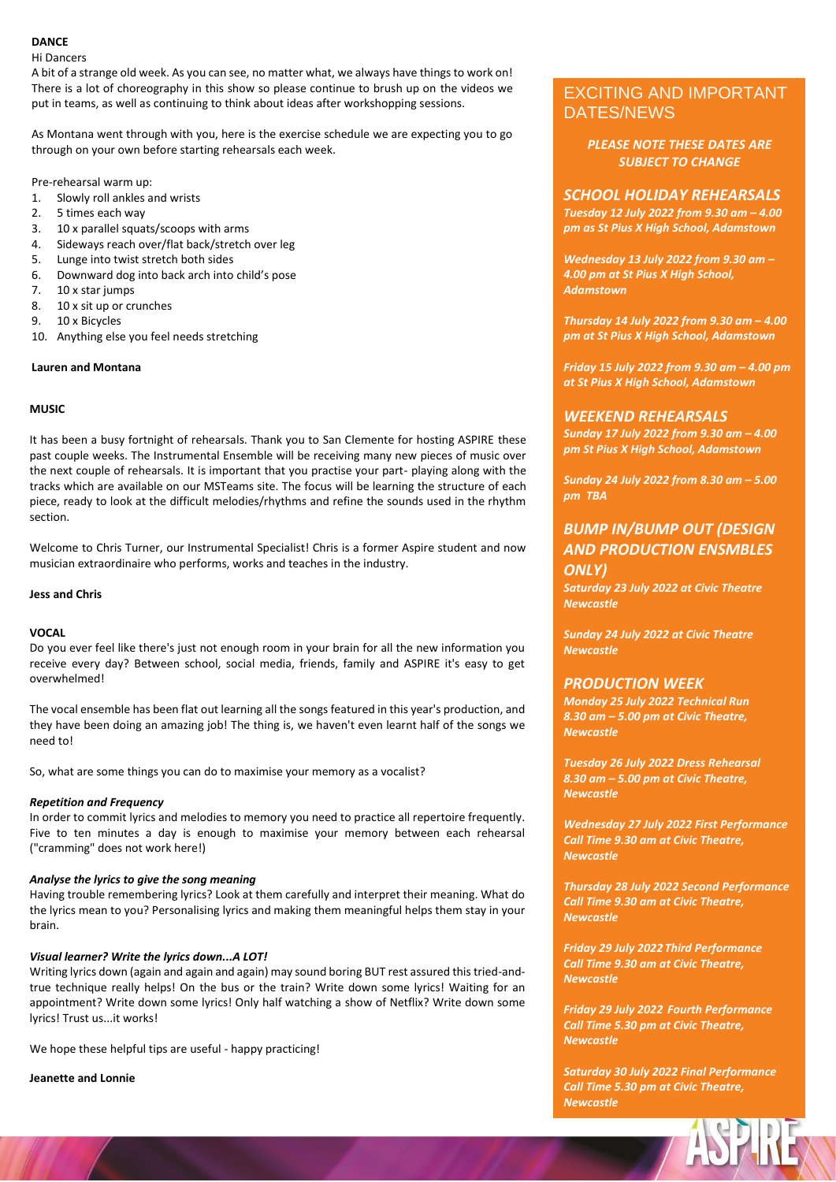## DANCE

Hi Dancers

A bit of a strange old week. As you can see, no matter what, we always have things to work on! There is a lot of choreography in this show so please continue to brush up on the videos we put in teams, as well as continuing to think about ideas after workshopping sessions.

As Montana went through with you, here is the exercise schedule we are expecting you to go through on your own before starting rehearsals each week.

Pre-rehearsal warm up:

1. Slowly roll ankles and wrists
2. 5 times each way
3. 10 x parallel squats/scoops with arms
4. Sideways reach over/flat back/stretch over leg
5. Lunge into twist stretch both sides
6. Downward dog into back arch into child's pose
7. 10 x star jumps
8. 10 x sit up or crunches
9. 10 x Bicycles
10. Anything else you feel needs stretching

**Lauren and Montana**

## MUSIC

It has been a busy fortnight of rehearsals. Thank you to San Clemente for hosting ASPIRE these past couple weeks. The Instrumental Ensemble will be receiving many new pieces of music over the next couple of rehearsals. It is important that you practise your part- playing along with the tracks which are available on our MSTeams site. The focus will be learning the structure of each piece, ready to look at the difficult melodies/rhythms and refine the sounds used in the rhythm section.

Welcome to Chris Turner, our Instrumental Specialist! Chris is a former Aspire student and now musician extraordinaire who performs, works and teaches in the industry.

**Jess and Chris**

## VOCAL

Do you ever feel like there's just not enough room in your brain for all the new information you receive every day? Between school, social media, friends, family and ASPIRE it's easy to get overwhelmed!

The vocal ensemble has been flat out learning all the songs featured in this year's production, and they have been doing an amazing job! The thing is, we haven't even learnt half of the songs we need to!

So, what are some things you can do to maximise your memory as a vocalist?

***Repetition and Frequency***

In order to commit lyrics and melodies to memory you need to practice all repertoire frequently. Five to ten minutes a day is enough to maximise your memory between each rehearsal ("cramming" does not work here!)

***Analyse the lyrics to give the song meaning***

Having trouble remembering lyrics? Look at them carefully and interpret their meaning. What do the lyrics mean to you? Personalising lyrics and making them meaningful helps them stay in your brain.

***Visual learner? Write the lyrics down...A LOT!***

Writing lyrics down (again and again and again) may sound boring BUT rest assured this tried-and-true technique really helps! On the bus or the train? Write down some lyrics! Waiting for an appointment? Write down some lyrics! Only half watching a show of Netflix? Write down some lyrics! Trust us...it works!

We hope these helpful tips are useful - happy practicing!

**Jeanette and Lonnie**

## EXCITING AND IMPORTANT DATES/NEWS

***PLEASE NOTE THESE DATES ARE SUBJECT TO CHANGE***

### *SCHOOL HOLIDAY REHEARSALS*

***Tuesday 12 July 2022 from 9.30 am – 4.00 pm as St Pius X High School, Adamstown***

***Wednesday 13 July 2022 from 9.30 am – 4.00 pm at St Pius X High School, Adamstown***

***Thursday 14 July 2022 from 9.30 am – 4.00 pm at St Pius X High School, Adamstown***

***Friday 15 July 2022 from 9.30 am – 4.00 pm at St Pius X High School, Adamstown***

### *WEEKEND REHEARSALS*

***Sunday 17 July 2022 from 9.30 am – 4.00 pm St Pius X High School, Adamstown***

***Sunday 24 July 2022 from 8.30 am – 5.00 pm TBA***

### *BUMP IN/BUMP OUT (DESIGN AND PRODUCTION ENSMBLES ONLY)*

***Saturday 23 July 2022 at Civic Theatre Newcastle***

***Sunday 24 July 2022 at Civic Theatre Newcastle***

### *PRODUCTION WEEK*

***Monday 25 July 2022 Technical Run 8.30 am – 5.00 pm at Civic Theatre, Newcastle***

***Tuesday 26 July 2022 Dress Rehearsal 8.30 am – 5.00 pm at Civic Theatre, Newcastle***

***Wednesday 27 July 2022 First Performance Call Time 9.30 am at Civic Theatre, Newcastle***

***Thursday 28 July 2022 Second Performance Call Time 9.30 am at Civic Theatre, Newcastle***

***Friday 29 July 2022 Third Performance Call Time 9.30 am at Civic Theatre, Newcastle***

***Friday 29 July 2022 Fourth Performance Call Time 5.30 pm at Civic Theatre, Newcastle***

***Saturday 30 July 2022 Final Performance Call Time 5.30 pm at Civic Theatre, Newcastle***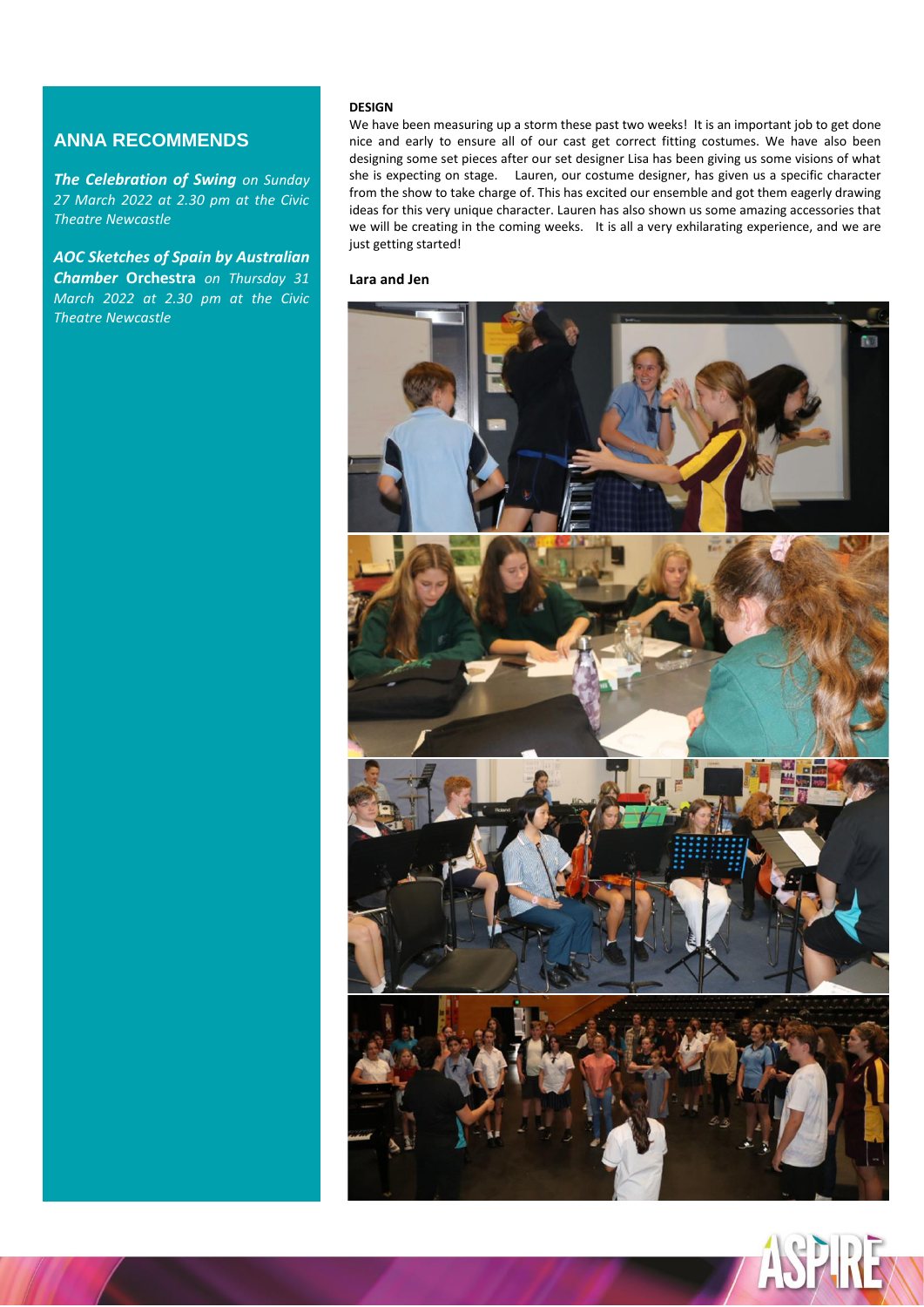## ANNA RECOMMENDS

***The Celebration of Swing*** *on Sunday 27 March 2022 at 2.30 pm at the Civic Theatre Newcastle*

***AOC Sketches of Spain by Australian Chamber* Orchestra** *on Thursday 31 March 2022 at 2.30 pm at the Civic Theatre Newcastle*

**DESIGN**

We have been measuring up a storm these past two weeks! It is an important job to get done nice and early to ensure all of our cast get correct fitting costumes. We have also been designing some set pieces after our set designer Lisa has been giving us some visions of what she is expecting on stage. Lauren, our costume designer, has given us a specific character from the show to take charge of. This has excited our ensemble and got them eagerly drawing ideas for this very unique character. Lauren has also shown us some amazing accessories that we will be creating in the coming weeks. It is all a very exhilarating experience, and we are just getting started!

**Lara and Jen**